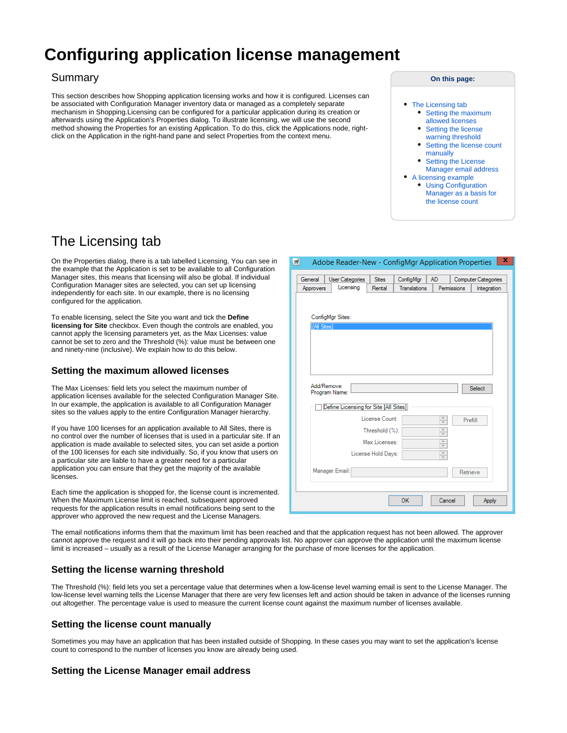# Configuring application license management

## Summary

This section describes how Shopping application licensing works and how it is configured. Licenses can be associated with Configuration Manager inventory data or managed as a completely separate mechanism in Shopping.Licensing can be configured for a particular application during its creation or afterwards using the Application's Properties dialog. To illustrate licensing, we will use the second method showing the Properties for an existing Application. To do this, click the Applications node, right-click on the Application in the right-hand pane and select Properties from the context menu.

**On this page:**

- The Licensing tab
  - Setting the maximum allowed licenses
  - Setting the license warning threshold
  - Setting the license count manually
  - Setting the License Manager email address
- A licensing example
  - Using Configuration Manager as a basis for the license count

## The Licensing tab

On the Properties dialog, there is a tab labelled Licensing, You can see in the example that the Application is set to be available to all Configuration Manager sites, this means that licensing will also be global. If individual Configuration Manager sites are selected, you can set up licensing independently for each site. In our example, there is no licensing configured for the application.

To enable licensing, select the Site you want and tick the **Define licensing for Site** checkbox. Even though the controls are enabled, you cannot apply the licensing parameters yet, as the Max Licenses: value cannot be set to zero and the Threshold (%): value must be between one and ninety-nine (inclusive). We explain how to do this below.

### Setting the maximum allowed licenses

The Max Licenses: field lets you select the maximum number of application licenses available for the selected Configuration Manager Site. In our example, the application is available to all Configuration Manager sites so the values apply to the entire Configuration Manager hierarchy.

If you have 100 licenses for an application available to All Sites, there is no control over the number of licenses that is used in a particular site. If an application is made available to selected sites, you can set aside a portion of the 100 licenses for each site individually. So, if you know that users on a particular site are liable to have a greater need for a particular application you can ensure that they get the majority of the available licenses.

Each time the application is shopped for, the license count is incremented. When the Maximum License limit is reached, subsequent approved requests for the application results in email notifications being sent to the approver who approved the new request and the License Managers.

The email notifications informs them that the maximum limit has been reached and that the application request has not been allowed. The approver cannot approve the request and it will go back into their pending approvals list. No approver can approve the application until the maximum license limit is increased – usually as a result of the License Manager arranging for the purchase of more licenses for the application.

### Setting the license warning threshold

The Threshold (%): field lets you set a percentage value that determines when a low-license level warning email is sent to the License Manager. The low-license level warning tells the License Manager that there are very few licenses left and action should be taken in advance of the licenses running out altogether. The percentage value is used to measure the current license count against the maximum number of licenses available.

### Setting the license count manually

Sometimes you may have an application that has been installed outside of Shopping. In these cases you may want to set the application's license count to correspond to the number of licenses you know are already being used.

### Setting the License Manager email address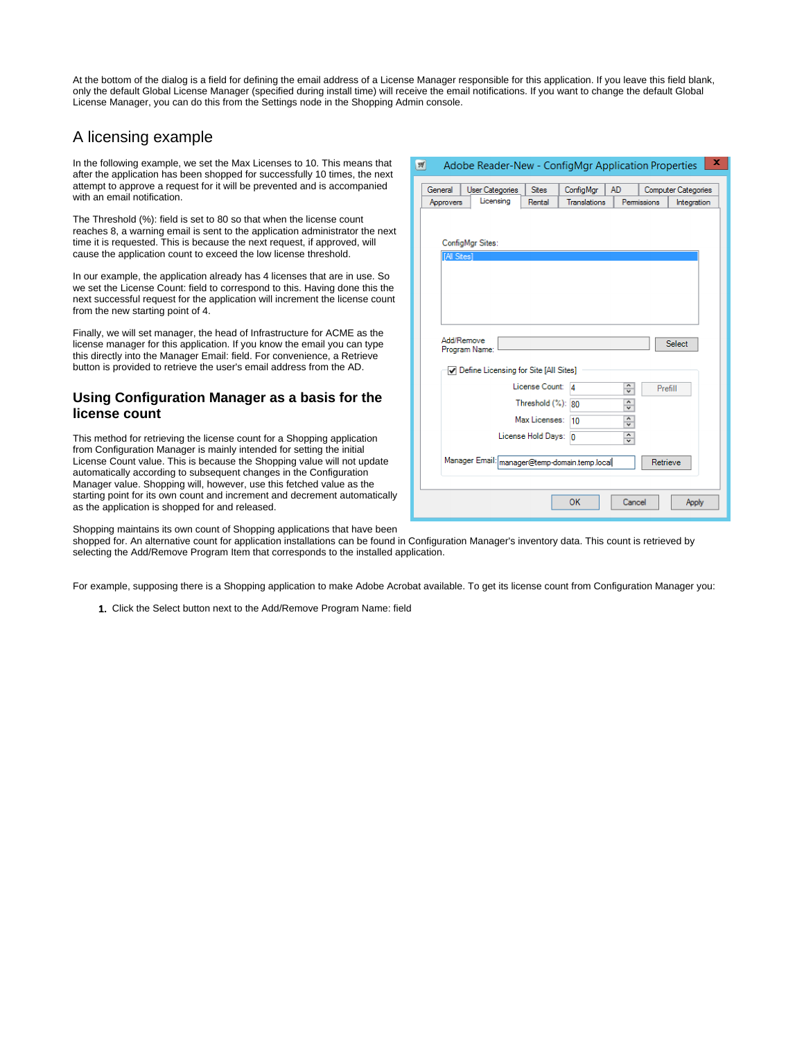At the bottom of the dialog is a field for defining the email address of a License Manager responsible for this application. If you leave this field blank, only the default Global License Manager (specified during install time) will receive the email notifications. If you want to change the default Global License Manager, you can do this from the Settings node in the Shopping Admin console.

## A licensing example

In the following example, we set the Max Licenses to 10. This means that after the application has been shopped for successfully 10 times, the next attempt to approve a request for it will be prevented and is accompanied with an email notification.

The Threshold (%): field is set to 80 so that when the license count reaches 8, a warning email is sent to the application administrator the next time it is requested. This is because the next request, if approved, will cause the application count to exceed the low license threshold.

In our example, the application already has 4 licenses that are in use. So we set the License Count: field to correspond to this. Having done this the next successful request for the application will increment the license count from the new starting point of 4.

Finally, we will set manager, the head of Infrastructure for ACME as the license manager for this application. If you know the email you can type this directly into the Manager Email: field. For convenience, a Retrieve button is provided to retrieve the user's email address from the AD.

### Using Configuration Manager as a basis for the license count

This method for retrieving the license count for a Shopping application from Configuration Manager is mainly intended for setting the initial License Count value. This is because the Shopping value will not update automatically according to subsequent changes in the Configuration Manager value. Shopping will, however, use this fetched value as the starting point for its own count and increment and decrement automatically as the application is shopped for and released.

Shopping maintains its own count of Shopping applications that have been shopped for. An alternative count for application installations can be found in Configuration Manager's inventory data. This count is retrieved by selecting the Add/Remove Program Item that corresponds to the installed application.

For example, supposing there is a Shopping application to make Adobe Acrobat available. To get its license count from Configuration Manager you:

1. Click the Select button next to the Add/Remove Program Name: field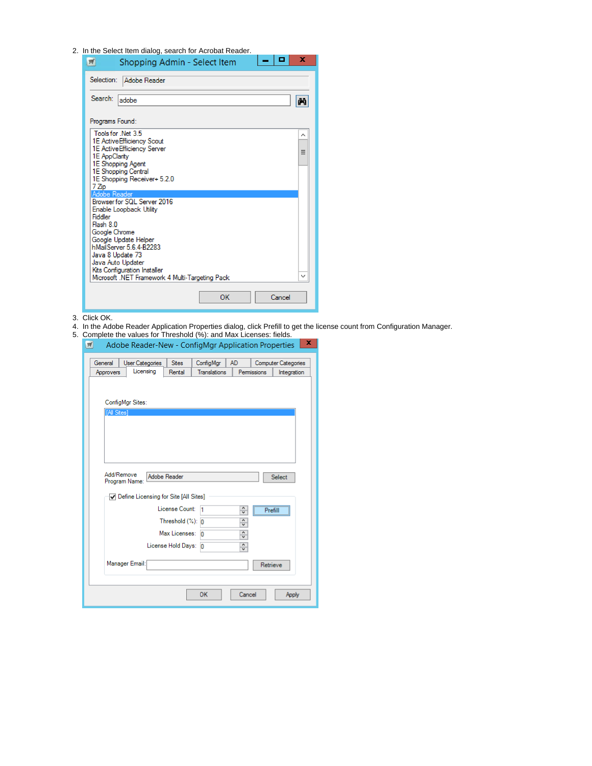2. In the Select Item dialog, search for Acrobat Reader.

Shopping Admin - Select Item

Selection: Adobe Reader

Search: adobe

Programs Found:

Tools for .Net 3.5
1E ActiveEfficiency Scout
1E ActiveEfficiency Server
1E AppClarity
1E Shopping Agent
1E Shopping Central
1E Shopping Receiver+ 5.2.0
7 Zip
Adobe Reader
Browser for SQL Server 2016
Enable Loopback Utility
Fiddler
Flash 8.0
Google Chrome
Google Update Helper
hMailServer 5.6.4-B2283
Java 8 Update 73
Java Auto Updater
Kits Configuration Installer
Microsoft .NET Framework 4 Multi-Targeting Pack

OK Cancel

3. Click OK.
4. In the Adobe Reader Application Properties dialog, click Prefill to get the license count from Configuration Manager.
5. Complete the values for Threshold (%): and Max Licenses: fields.

Adobe Reader-New - ConfigMgr Application Properties

General | User Categories | Sites | ConfigMgr | AD | Computer Categories | Approvers | Licensing | Rental | Translations | Permissions | Integration

ConfigMgr Sites:

[All Sites]

Add/Remove Program Name: Adobe Reader Select

Define Licensing for Site [All Sites]

License Count: 1 Prefill

Threshold (%): 0

Max Licenses: 0

License Hold Days: 0

Manager Email: Retrieve

OK Cancel Apply